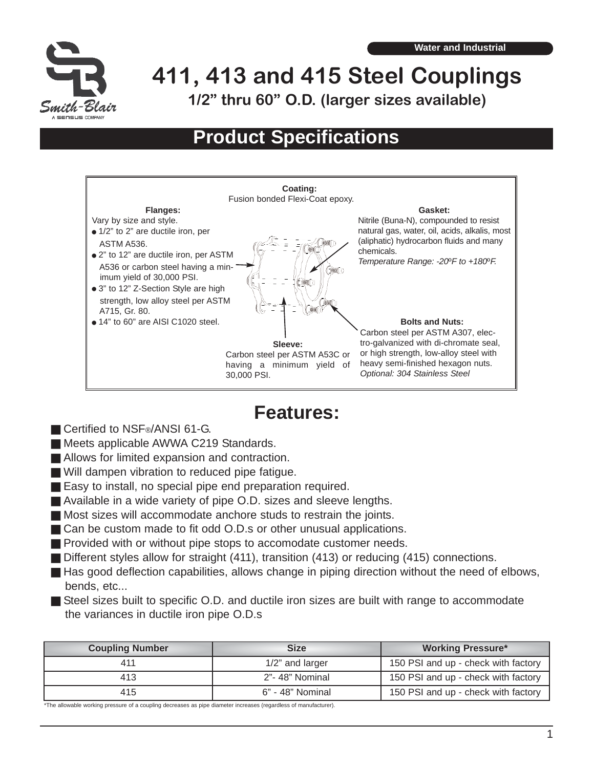Water and Industrial

# 411, 413 and 415 Steel Couplings

## 1/2" thru 60" O.D. (larger sizes available)

## Product Specifications

**Coating:**
Fusion bonded Flexi-Coat epoxy.

**Flanges:**
Vary by size and style.

- 1/2" to 2" are ductile iron, per ASTM A536.
- 2" to 12" are ductile iron, per ASTM A536 or carbon steel having a minimum yield of 30,000 PSI.
- 3" to 12" Z-Section Style are high strength, low alloy steel per ASTM A715, Gr. 80.
- 14" to 60" are AISI C1020 steel.

**Gasket:**
Nitrile (Buna-N), compounded to resist natural gas, water, oil, acids, alkalis, most (aliphatic) hydrocarbon fluids and many chemicals.
*Temperature Range: -20ºF to +180ºF.*

**Sleeve:**
Carbon steel per ASTM A53C or having a minimum yield of 30,000 PSI.

**Bolts and Nuts:**
Carbon steel per ASTM A307, electro-galvanized with di-chromate seal, or high strength, low-alloy steel with heavy semi-finished hexagon nuts.
*Optional: 304 Stainless Steel*

## Features:

- Certified to NSF®/ANSI 61-G.
- Meets applicable AWWA C219 Standards.
- Allows for limited expansion and contraction.
- Will dampen vibration to reduced pipe fatigue.
- Easy to install, no special pipe end preparation required.
- Available in a wide variety of pipe O.D. sizes and sleeve lengths.
- Most sizes will accommodate anchore studs to restrain the joints.
- Can be custom made to fit odd O.D.s or other unusual applications.
- Provided with or without pipe stops to accomodate customer needs.
- Different styles allow for straight (411), transition (413) or reducing (415) connections.
- Has good deflection capabilities, allows change in piping direction without the need of elbows, bends, etc...
- Steel sizes built to specific O.D. and ductile iron sizes are built with range to accommodate the variances in ductile iron pipe O.D.s

| Coupling Number | Size | Working Pressure* |
|---|---|---|
| 411 | 1/2" and larger | 150 PSI and up - check with factory |
| 413 | 2"- 48" Nominal | 150 PSI and up - check with factory |
| 415 | 6" - 48" Nominal | 150 PSI and up - check with factory |

*The allowable working pressure of a coupling decreases as pipe diameter increases (regardless of manufacturer).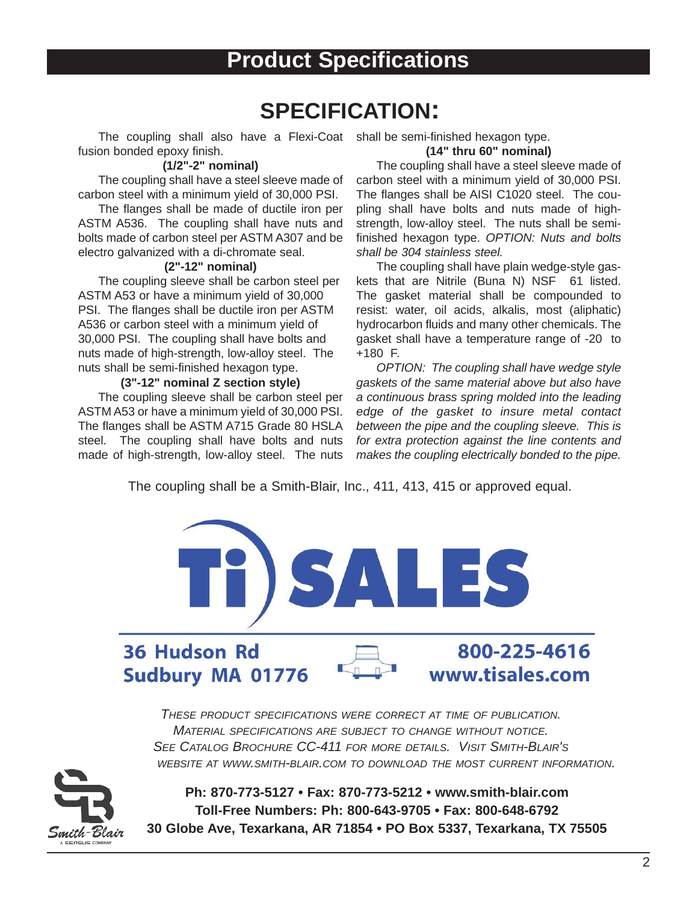# Product Specifications

## SPECIFICATION:

The coupling shall also have a Flexi-Coat fusion bonded epoxy finish.

**(1/2"-2" nominal)**

The coupling shall have a steel sleeve made of carbon steel with a minimum yield of 30,000 PSI.

The flanges shall be made of ductile iron per ASTM A536. The coupling shall have nuts and bolts made of carbon steel per ASTM A307 and be electro galvanized with a di-chromate seal.

**(2"-12" nominal)**

The coupling sleeve shall be carbon steel per ASTM A53 or have a minimum yield of 30,000 PSI. The flanges shall be ductile iron per ASTM A536 or carbon steel with a minimum yield of 30,000 PSI. The coupling shall have bolts and nuts made of high-strength, low-alloy steel. The nuts shall be semi-finished hexagon type.

**(3"-12" nominal Z section style)**

The coupling sleeve shall be carbon steel per ASTM A53 or have a minimum yield of 30,000 PSI. The flanges shall be ASTM A715 Grade 80 HSLA steel. The coupling shall have bolts and nuts made of high-strength, low-alloy steel. The nuts shall be semi-finished hexagon type.

**(14" thru 60" nominal)**

The coupling shall have a steel sleeve made of carbon steel with a minimum yield of 30,000 PSI. The flanges shall be AISI C1020 steel. The coupling shall have bolts and nuts made of high-strength, low-alloy steel. The nuts shall be semi-finished hexagon type. *OPTION: Nuts and bolts shall be 304 stainless steel.*

The coupling shall have plain wedge-style gaskets that are Nitrile (Buna N) NSF 61 listed. The gasket material shall be compounded to resist: water, oil acids, alkalis, most (aliphatic) hydrocarbon fluids and many other chemicals. The gasket shall have a temperature range of -20 to +180 F.

*OPTION: The coupling shall have wedge style gaskets of the same material above but also have a continuous brass spring molded into the leading edge of the gasket to insure metal contact between the pipe and the coupling sleeve. This is for extra protection against the line contents and makes the coupling electrically bonded to the pipe.*

The coupling shall be a Smith-Blair, Inc., 411, 413, 415 or approved equal.

Ti) SALES

36 Hudson Rd
Sudbury MA 01776

800-225-4616
www.tisales.com

*THESE PRODUCT SPECIFICATIONS WERE CORRECT AT TIME OF PUBLICATION. MATERIAL SPECIFICATIONS ARE SUBJECT TO CHANGE WITHOUT NOTICE. SEE CATALOG BROCHURE CC-411 FOR MORE DETAILS. VISIT SMITH-BLAIR'S WEBSITE AT WWW.SMITH-BLAIR.COM TO DOWNLOAD THE MOST CURRENT INFORMATION.*

Smith-Blair
A SENSUS COMPANY

**Ph: 870-773-5127 • Fax: 870-773-5212 • www.smith-blair.com**
**Toll-Free Numbers: Ph: 800-643-9705 • Fax: 800-648-6792**
**30 Globe Ave, Texarkana, AR 71854 • PO Box 5337, Texarkana, TX 75505**